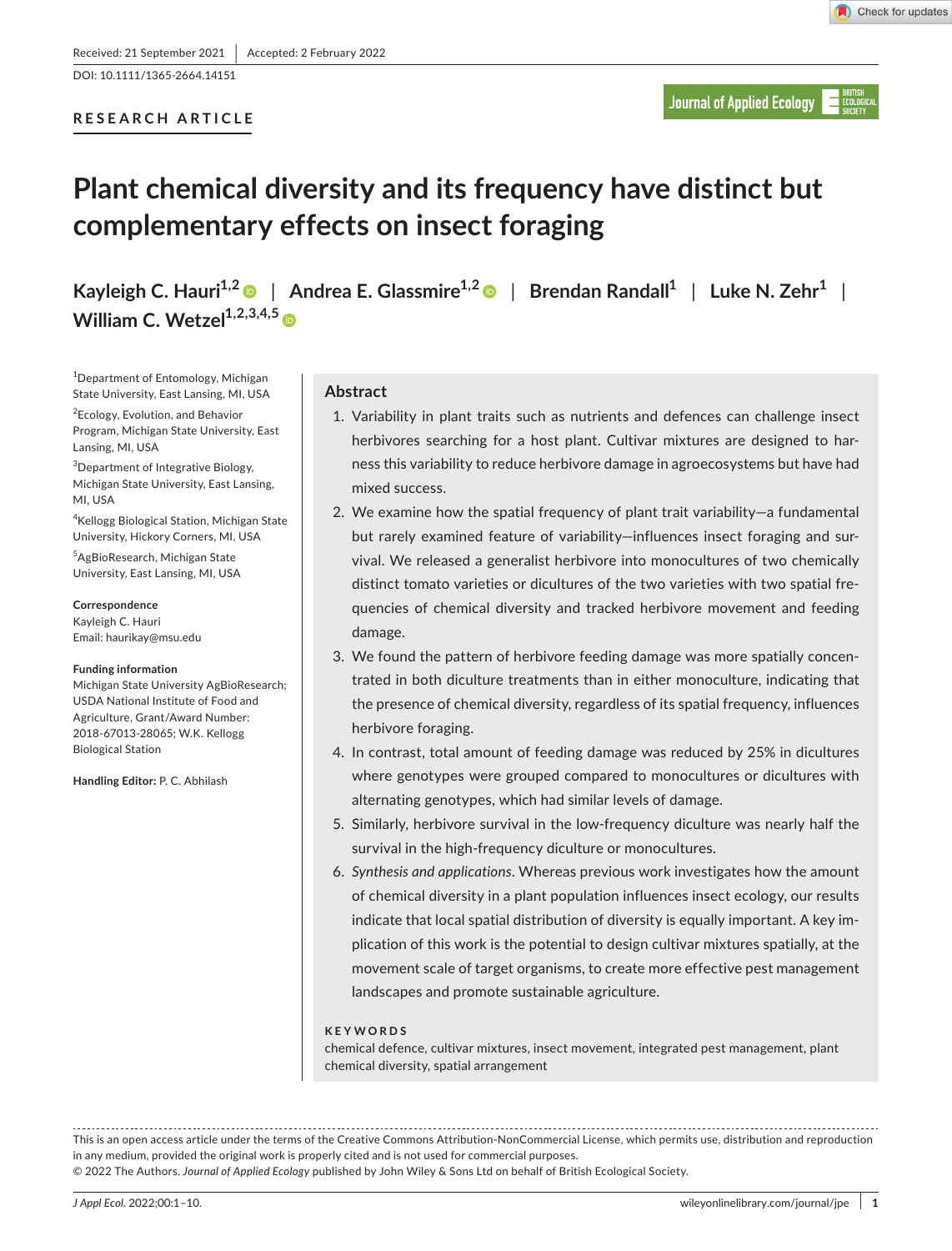Received: 21 September 2021 | Accepted: 2 February 2022

DOI: 10.1111/1365-2664.14151

**RESEARCH ARTICLE**

# Plant chemical diversity and its frequency have distinct but complementary effects on insect foraging

**Kayleigh C. Hauri**[1,2] | **Andrea E. Glassmire**[1,2] | **Brendan Randall**[1] | **Luke N. Zehr**[1] | **William C. Wetzel**[1,2,3,4,5]

[1]Department of Entomology, Michigan State University, East Lansing, MI, USA

[2]Ecology, Evolution, and Behavior Program, Michigan State University, East Lansing, MI, USA

[3]Department of Integrative Biology, Michigan State University, East Lansing, MI, USA

[4]Kellogg Biological Station, Michigan State University, Hickory Corners, MI, USA

[5]AgBioResearch, Michigan State University, East Lansing, MI, USA

**Correspondence**
Kayleigh C. Hauri
Email: haurikay@msu.edu

**Funding information**
Michigan State University AgBioResearch; USDA National Institute of Food and Agriculture, Grant/Award Number: 2018-67013-28065; W.K. Kellogg Biological Station

**Handling Editor:** P. C. Abhilash

## Abstract

1. Variability in plant traits such as nutrients and defences can challenge insect herbivores searching for a host plant. Cultivar mixtures are designed to harness this variability to reduce herbivore damage in agroecosystems but have had mixed success.
2. We examine how the spatial frequency of plant trait variability—a fundamental but rarely examined feature of variability—influences insect foraging and survival. We released a generalist herbivore into monocultures of two chemically distinct tomato varieties or dicultures of the two varieties with two spatial frequencies of chemical diversity and tracked herbivore movement and feeding damage.
3. We found the pattern of herbivore feeding damage was more spatially concentrated in both diculture treatments than in either monoculture, indicating that the presence of chemical diversity, regardless of its spatial frequency, influences herbivore foraging.
4. In contrast, total amount of feeding damage was reduced by 25% in dicultures where genotypes were grouped compared to monocultures or dicultures with alternating genotypes, which had similar levels of damage.
5. Similarly, herbivore survival in the low-frequency diculture was nearly half the survival in the high-frequency diculture or monocultures.
6. *Synthesis and applications*. Whereas previous work investigates how the amount of chemical diversity in a plant population influences insect ecology, our results indicate that local spatial distribution of diversity is equally important. A key implication of this work is the potential to design cultivar mixtures spatially, at the movement scale of target organisms, to create more effective pest management landscapes and promote sustainable agriculture.

**KEYWORDS**

chemical defence, cultivar mixtures, insect movement, integrated pest management, plant chemical diversity, spatial arrangement

This is an open access article under the terms of the Creative Commons Attribution-NonCommercial License, which permits use, distribution and reproduction in any medium, provided the original work is properly cited and is not used for commercial purposes.
© 2022 The Authors. *Journal of Applied Ecology* published by John Wiley & Sons Ltd on behalf of British Ecological Society.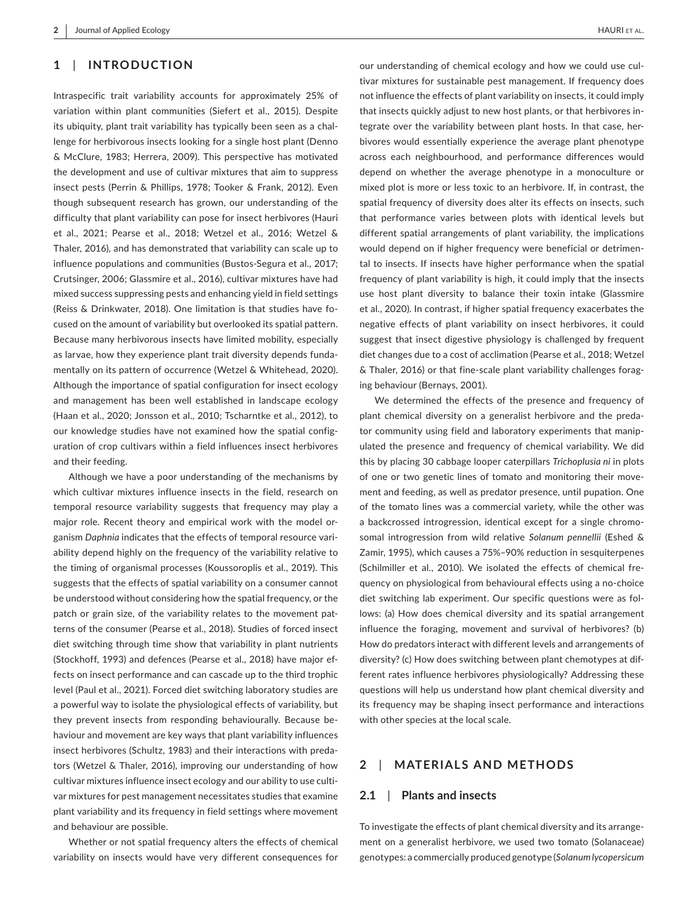## 1 | INTRODUCTION

Intraspecific trait variability accounts for approximately 25% of variation within plant communities (Siefert et al., 2015). Despite its ubiquity, plant trait variability has typically been seen as a challenge for herbivorous insects looking for a single host plant (Denno & McClure, 1983; Herrera, 2009). This perspective has motivated the development and use of cultivar mixtures that aim to suppress insect pests (Perrin & Phillips, 1978; Tooker & Frank, 2012). Even though subsequent research has grown, our understanding of the difficulty that plant variability can pose for insect herbivores (Hauri et al., 2021; Pearse et al., 2018; Wetzel et al., 2016; Wetzel & Thaler, 2016), and has demonstrated that variability can scale up to influence populations and communities (Bustos-Segura et al., 2017; Crutsinger, 2006; Glassmire et al., 2016), cultivar mixtures have had mixed success suppressing pests and enhancing yield in field settings (Reiss & Drinkwater, 2018). One limitation is that studies have focused on the amount of variability but overlooked its spatial pattern. Because many herbivorous insects have limited mobility, especially as larvae, how they experience plant trait diversity depends fundamentally on its pattern of occurrence (Wetzel & Whitehead, 2020). Although the importance of spatial configuration for insect ecology and management has been well established in landscape ecology (Haan et al., 2020; Jonsson et al., 2010; Tscharntke et al., 2012), to our knowledge studies have not examined how the spatial configuration of crop cultivars within a field influences insect herbivores and their feeding.

Although we have a poor understanding of the mechanisms by which cultivar mixtures influence insects in the field, research on temporal resource variability suggests that frequency may play a major role. Recent theory and empirical work with the model organism *Daphnia* indicates that the effects of temporal resource variability depend highly on the frequency of the variability relative to the timing of organismal processes (Koussoroplis et al., 2019). This suggests that the effects of spatial variability on a consumer cannot be understood without considering how the spatial frequency, or the patch or grain size, of the variability relates to the movement patterns of the consumer (Pearse et al., 2018). Studies of forced insect diet switching through time show that variability in plant nutrients (Stockhoff, 1993) and defences (Pearse et al., 2018) have major effects on insect performance and can cascade up to the third trophic level (Paul et al., 2021). Forced diet switching laboratory studies are a powerful way to isolate the physiological effects of variability, but they prevent insects from responding behaviourally. Because behaviour and movement are key ways that plant variability influences insect herbivores (Schultz, 1983) and their interactions with predators (Wetzel & Thaler, 2016), improving our understanding of how cultivar mixtures influence insect ecology and our ability to use cultivar mixtures for pest management necessitates studies that examine plant variability and its frequency in field settings where movement and behaviour are possible.

Whether or not spatial frequency alters the effects of chemical variability on insects would have very different consequences for our understanding of chemical ecology and how we could use cultivar mixtures for sustainable pest management. If frequency does not influence the effects of plant variability on insects, it could imply that insects quickly adjust to new host plants, or that herbivores integrate over the variability between plant hosts. In that case, herbivores would essentially experience the average plant phenotype across each neighbourhood, and performance differences would depend on whether the average phenotype in a monoculture or mixed plot is more or less toxic to an herbivore. If, in contrast, the spatial frequency of diversity does alter its effects on insects, such that performance varies between plots with identical levels but different spatial arrangements of plant variability, the implications would depend on if higher frequency were beneficial or detrimental to insects. If insects have higher performance when the spatial frequency of plant variability is high, it could imply that the insects use host plant diversity to balance their toxin intake (Glassmire et al., 2020). In contrast, if higher spatial frequency exacerbates the negative effects of plant variability on insect herbivores, it could suggest that insect digestive physiology is challenged by frequent diet changes due to a cost of acclimation (Pearse et al., 2018; Wetzel & Thaler, 2016) or that fine-scale plant variability challenges foraging behaviour (Bernays, 2001).

We determined the effects of the presence and frequency of plant chemical diversity on a generalist herbivore and the predator community using field and laboratory experiments that manipulated the presence and frequency of chemical variability. We did this by placing 30 cabbage looper caterpillars *Trichoplusia ni* in plots of one or two genetic lines of tomato and monitoring their movement and feeding, as well as predator presence, until pupation. One of the tomato lines was a commercial variety, while the other was a backcrossed introgression, identical except for a single chromosomal introgression from wild relative *Solanum pennellii* (Eshed & Zamir, 1995), which causes a 75%–90% reduction in sesquiterpenes (Schilmiller et al., 2010). We isolated the effects of chemical frequency on physiological from behavioural effects using a no-choice diet switching lab experiment. Our specific questions were as follows: (a) How does chemical diversity and its spatial arrangement influence the foraging, movement and survival of herbivores? (b) How do predators interact with different levels and arrangements of diversity? (c) How does switching between plant chemotypes at different rates influence herbivores physiologically? Addressing these questions will help us understand how plant chemical diversity and its frequency may be shaping insect performance and interactions with other species at the local scale.

## 2 | MATERIALS AND METHODS

### 2.1 | Plants and insects

To investigate the effects of plant chemical diversity and its arrangement on a generalist herbivore, we used two tomato (Solanaceae) genotypes: a commercially produced genotype (*Solanum lycopersicum*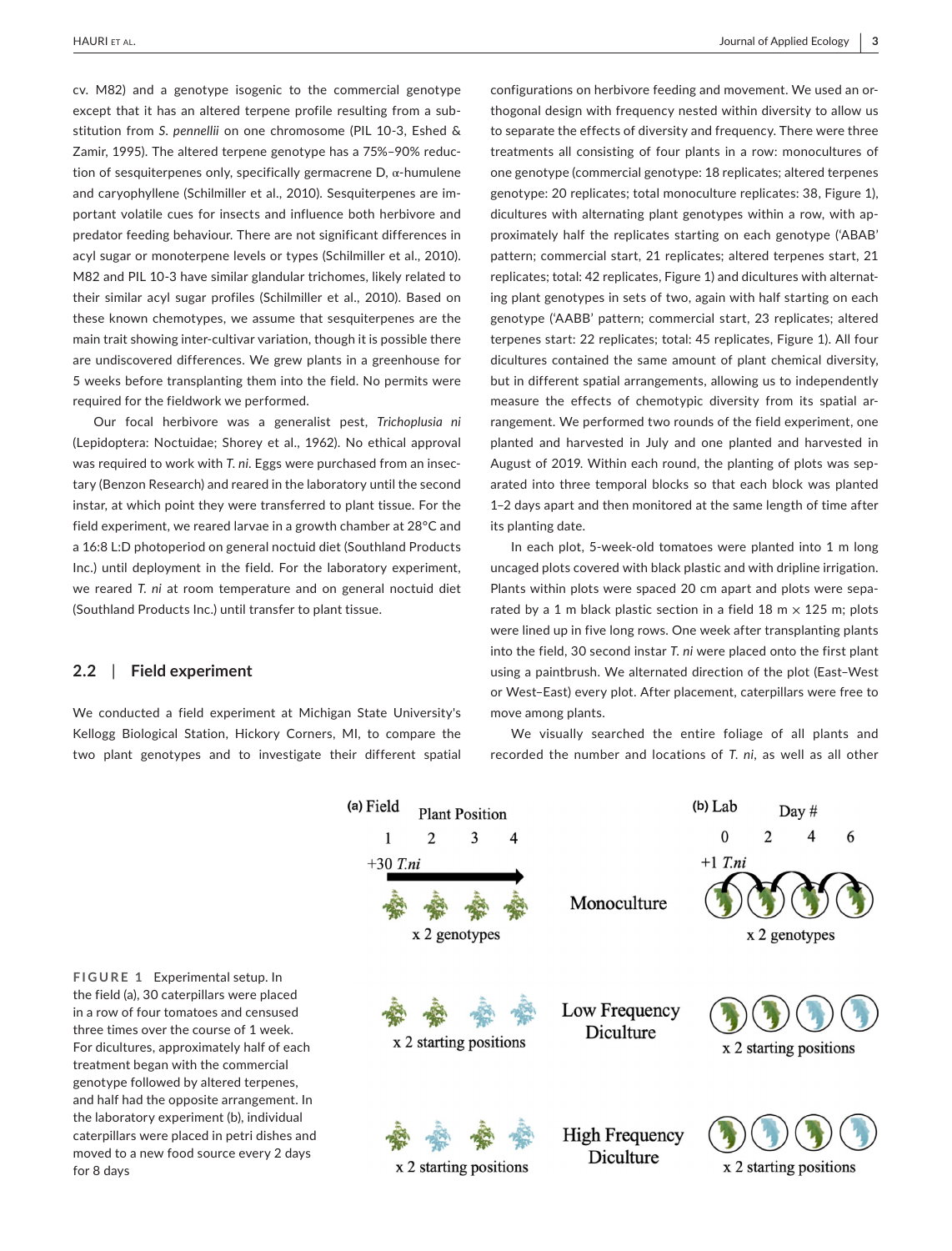cv. M82) and a genotype isogenic to the commercial genotype except that it has an altered terpene profile resulting from a substitution from *S. pennellii* on one chromosome (PIL 10-3, Eshed & Zamir, 1995). The altered terpene genotype has a 75%–90% reduction of sesquiterpenes only, specifically germacrene D, α-humulene and caryophyllene (Schilmiller et al., 2010). Sesquiterpenes are important volatile cues for insects and influence both herbivore and predator feeding behaviour. There are not significant differences in acyl sugar or monoterpene levels or types (Schilmiller et al., 2010). M82 and PIL 10-3 have similar glandular trichomes, likely related to their similar acyl sugar profiles (Schilmiller et al., 2010). Based on these known chemotypes, we assume that sesquiterpenes are the main trait showing inter-cultivar variation, though it is possible there are undiscovered differences. We grew plants in a greenhouse for 5 weeks before transplanting them into the field. No permits were required for the fieldwork we performed.

Our focal herbivore was a generalist pest, *Trichoplusia ni* (Lepidoptera: Noctuidae; Shorey et al., 1962). No ethical approval was required to work with *T. ni*. Eggs were purchased from an insectary (Benzon Research) and reared in the laboratory until the second instar, at which point they were transferred to plant tissue. For the field experiment, we reared larvae in a growth chamber at 28°C and a 16:8 L:D photoperiod on general noctuid diet (Southland Products Inc.) until deployment in the field. For the laboratory experiment, we reared *T. ni* at room temperature and on general noctuid diet (Southland Products Inc.) until transfer to plant tissue.

## 2.2 | Field experiment

We conducted a field experiment at Michigan State University's Kellogg Biological Station, Hickory Corners, MI, to compare the two plant genotypes and to investigate their different spatial configurations on herbivore feeding and movement. We used an orthogonal design with frequency nested within diversity to allow us to separate the effects of diversity and frequency. There were three treatments all consisting of four plants in a row: monocultures of one genotype (commercial genotype: 18 replicates; altered terpenes genotype: 20 replicates; total monoculture replicates: 38, Figure 1), dicultures with alternating plant genotypes within a row, with approximately half the replicates starting on each genotype ('ABAB' pattern; commercial start, 21 replicates; altered terpenes start, 21 replicates; total: 42 replicates, Figure 1) and dicultures with alternating plant genotypes in sets of two, again with half starting on each genotype ('AABB' pattern; commercial start, 23 replicates; altered terpenes start: 22 replicates; total: 45 replicates, Figure 1). All four dicultures contained the same amount of plant chemical diversity, but in different spatial arrangements, allowing us to independently measure the effects of chemotypic diversity from its spatial arrangement. We performed two rounds of the field experiment, one planted and harvested in July and one planted and harvested in August of 2019. Within each round, the planting of plots was separated into three temporal blocks so that each block was planted 1–2 days apart and then monitored at the same length of time after its planting date.

In each plot, 5-week-old tomatoes were planted into 1 m long uncaged plots covered with black plastic and with dripline irrigation. Plants within plots were spaced 20 cm apart and plots were separated by a 1 m black plastic section in a field 18 m × 125 m; plots were lined up in five long rows. One week after transplanting plants into the field, 30 second instar *T. ni* were placed onto the first plant using a paintbrush. We alternated direction of the plot (East–West or West–East) every plot. After placement, caterpillars were free to move among plants.

We visually searched the entire foliage of all plants and recorded the number and locations of *T. ni*, as well as all other

**FIGURE 1** Experimental setup. In the field (a), 30 caterpillars were placed in a row of four tomatoes and censused three times over the course of 1 week. For dicultures, approximately half of each treatment began with the commercial genotype followed by altered terpenes, and half had the opposite arrangement. In the laboratory experiment (b), individual caterpillars were placed in petri dishes and moved to a new food source every 2 days for 8 days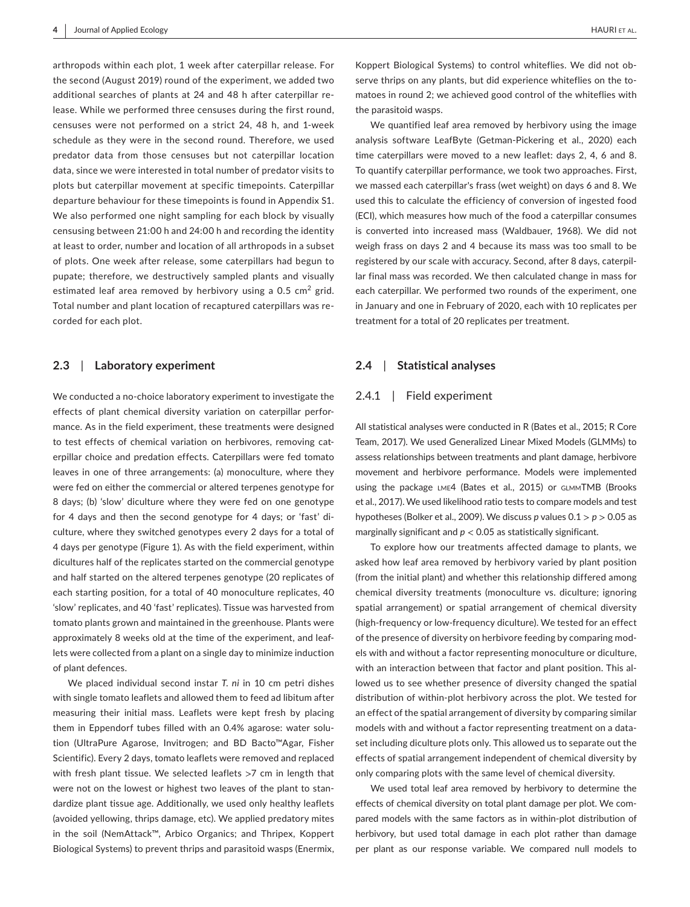arthropods within each plot, 1 week after caterpillar release. For the second (August 2019) round of the experiment, we added two additional searches of plants at 24 and 48 h after caterpillar release. While we performed three censuses during the first round, censuses were not performed on a strict 24, 48 h, and 1-week schedule as they were in the second round. Therefore, we used predator data from those censuses but not caterpillar location data, since we were interested in total number of predator visits to plots but caterpillar movement at specific timepoints. Caterpillar departure behaviour for these timepoints is found in Appendix S1. We also performed one night sampling for each block by visually censusing between 21:00 h and 24:00 h and recording the identity at least to order, number and location of all arthropods in a subset of plots. One week after release, some caterpillars had begun to pupate; therefore, we destructively sampled plants and visually estimated leaf area removed by herbivory using a 0.5 $cm^2$ grid. Total number and plant location of recaptured caterpillars was recorded for each plot.

### 2.3 | Laboratory experiment

We conducted a no-choice laboratory experiment to investigate the effects of plant chemical diversity variation on caterpillar performance. As in the field experiment, these treatments were designed to test effects of chemical variation on herbivores, removing caterpillar choice and predation effects. Caterpillars were fed tomato leaves in one of three arrangements: (a) monoculture, where they were fed on either the commercial or altered terpenes genotype for 8 days; (b) 'slow' diculture where they were fed on one genotype for 4 days and then the second genotype for 4 days; or 'fast' diculture, where they switched genotypes every 2 days for a total of 4 days per genotype (Figure 1). As with the field experiment, within dicultures half of the replicates started on the commercial genotype and half started on the altered terpenes genotype (20 replicates of each starting position, for a total of 40 monoculture replicates, 40 'slow' replicates, and 40 'fast' replicates). Tissue was harvested from tomato plants grown and maintained in the greenhouse. Plants were approximately 8 weeks old at the time of the experiment, and leaflets were collected from a plant on a single day to minimize induction of plant defences.

We placed individual second instar *T. ni* in 10 cm petri dishes with single tomato leaflets and allowed them to feed ad libitum after measuring their initial mass. Leaflets were kept fresh by placing them in Eppendorf tubes filled with an 0.4% agarose: water solution (UltraPure Agarose, Invitrogen; and BD Bacto™Agar, Fisher Scientific). Every 2 days, tomato leaflets were removed and replaced with fresh plant tissue. We selected leaflets >7 cm in length that were not on the lowest or highest two leaves of the plant to standardize plant tissue age. Additionally, we used only healthy leaflets (avoided yellowing, thrips damage, etc). We applied predatory mites in the soil (NemAttack™, Arbico Organics; and Thripex, Koppert Biological Systems) to prevent thrips and parasitoid wasps (Enermix, Koppert Biological Systems) to control whiteflies. We did not observe thrips on any plants, but did experience whiteflies on the tomatoes in round 2; we achieved good control of the whiteflies with the parasitoid wasps.

We quantified leaf area removed by herbivory using the image analysis software LeafByte (Getman-Pickering et al., 2020) each time caterpillars were moved to a new leaflet: days 2, 4, 6 and 8. To quantify caterpillar performance, we took two approaches. First, we massed each caterpillar's frass (wet weight) on days 6 and 8. We used this to calculate the efficiency of conversion of ingested food (ECI), which measures how much of the food a caterpillar consumes is converted into increased mass (Waldbauer, 1968). We did not weigh frass on days 2 and 4 because its mass was too small to be registered by our scale with accuracy. Second, after 8 days, caterpillar final mass was recorded. We then calculated change in mass for each caterpillar. We performed two rounds of the experiment, one in January and one in February of 2020, each with 10 replicates per treatment for a total of 20 replicates per treatment.

### 2.4 | Statistical analyses

#### 2.4.1 | Field experiment

All statistical analyses were conducted in R (Bates et al., 2015; R Core Team, 2017). We used Generalized Linear Mixed Models (GLMMs) to assess relationships between treatments and plant damage, herbivore movement and herbivore performance. Models were implemented using the package LME4 (Bates et al., 2015) or GLMMTMB (Brooks et al., 2017). We used likelihood ratio tests to compare models and test hypotheses (Bolker et al., 2009). We discuss *p* values $0.1 > p > 0.05$ as marginally significant and $p < 0.05$ as statistically significant.

To explore how our treatments affected damage to plants, we asked how leaf area removed by herbivory varied by plant position (from the initial plant) and whether this relationship differed among chemical diversity treatments (monoculture vs. diculture; ignoring spatial arrangement) or spatial arrangement of chemical diversity (high-frequency or low-frequency diculture). We tested for an effect of the presence of diversity on herbivore feeding by comparing models with and without a factor representing monoculture or diculture, with an interaction between that factor and plant position. This allowed us to see whether presence of diversity changed the spatial distribution of within-plot herbivory across the plot. We tested for an effect of the spatial arrangement of diversity by comparing similar models with and without a factor representing treatment on a dataset including diculture plots only. This allowed us to separate out the effects of spatial arrangement independent of chemical diversity by only comparing plots with the same level of chemical diversity.

We used total leaf area removed by herbivory to determine the effects of chemical diversity on total plant damage per plot. We compared models with the same factors as in within-plot distribution of herbivory, but used total damage in each plot rather than damage per plant as our response variable. We compared null models to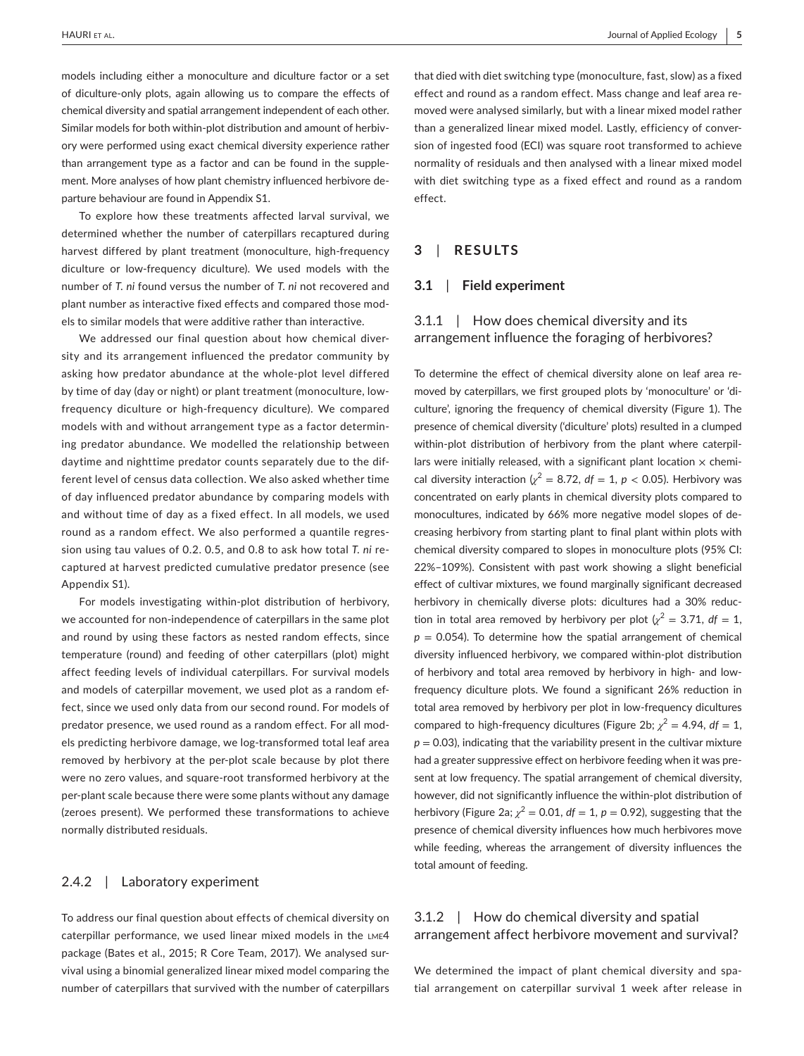models including either a monoculture and diculture factor or a set of diculture-only plots, again allowing us to compare the effects of chemical diversity and spatial arrangement independent of each other. Similar models for both within-plot distribution and amount of herbivory were performed using exact chemical diversity experience rather than arrangement type as a factor and can be found in the supplement. More analyses of how plant chemistry influenced herbivore departure behaviour are found in Appendix S1.

To explore how these treatments affected larval survival, we determined whether the number of caterpillars recaptured during harvest differed by plant treatment (monoculture, high-frequency diculture or low-frequency diculture). We used models with the number of *T. ni* found versus the number of *T. ni* not recovered and plant number as interactive fixed effects and compared those models to similar models that were additive rather than interactive.

We addressed our final question about how chemical diversity and its arrangement influenced the predator community by asking how predator abundance at the whole-plot level differed by time of day (day or night) or plant treatment (monoculture, low-frequency diculture or high-frequency diculture). We compared models with and without arrangement type as a factor determining predator abundance. We modelled the relationship between daytime and nighttime predator counts separately due to the different level of census data collection. We also asked whether time of day influenced predator abundance by comparing models with and without time of day as a fixed effect. In all models, we used round as a random effect. We also performed a quantile regression using tau values of 0.2. 0.5, and 0.8 to ask how total *T. ni* recaptured at harvest predicted cumulative predator presence (see Appendix S1).

For models investigating within-plot distribution of herbivory, we accounted for non-independence of caterpillars in the same plot and round by using these factors as nested random effects, since temperature (round) and feeding of other caterpillars (plot) might affect feeding levels of individual caterpillars. For survival models and models of caterpillar movement, we used plot as a random effect, since we used only data from our second round. For models of predator presence, we used round as a random effect. For all models predicting herbivore damage, we log-transformed total leaf area removed by herbivory at the per-plot scale because by plot there were no zero values, and square-root transformed herbivory at the per-plant scale because there were some plants without any damage (zeroes present). We performed these transformations to achieve normally distributed residuals.

### 2.4.2 | Laboratory experiment

To address our final question about effects of chemical diversity on caterpillar performance, we used linear mixed models in the LME4 package (Bates et al., 2015; R Core Team, 2017). We analysed survival using a binomial generalized linear mixed model comparing the number of caterpillars that survived with the number of caterpillars that died with diet switching type (monoculture, fast, slow) as a fixed effect and round as a random effect. Mass change and leaf area removed were analysed similarly, but with a linear mixed model rather than a generalized linear mixed model. Lastly, efficiency of conversion of ingested food (ECI) was square root transformed to achieve normality of residuals and then analysed with a linear mixed model with diet switching type as a fixed effect and round as a random effect.

## 3 | RESULTS

### 3.1 | Field experiment

#### 3.1.1 | How does chemical diversity and its arrangement influence the foraging of herbivores?

To determine the effect of chemical diversity alone on leaf area removed by caterpillars, we first grouped plots by 'monoculture' or 'diculture', ignoring the frequency of chemical diversity (Figure 1). The presence of chemical diversity ('diculture' plots) resulted in a clumped within-plot distribution of herbivory from the plant where caterpillars were initially released, with a significant plant location × chemical diversity interaction ($\chi^2 = 8.72$, $df = 1$, $p < 0.05$). Herbivory was concentrated on early plants in chemical diversity plots compared to monocultures, indicated by 66% more negative model slopes of decreasing herbivory from starting plant to final plant within plots with chemical diversity compared to slopes in monoculture plots (95% CI: 22%–109%). Consistent with past work showing a slight beneficial effect of cultivar mixtures, we found marginally significant decreased herbivory in chemically diverse plots: dicultures had a 30% reduction in total area removed by herbivory per plot ($\chi^2 = 3.71$, $df = 1$, $p = 0.054$). To determine how the spatial arrangement of chemical diversity influenced herbivory, we compared within-plot distribution of herbivory and total area removed by herbivory in high- and low-frequency diculture plots. We found a significant 26% reduction in total area removed by herbivory per plot in low-frequency dicultures compared to high-frequency dicultures (Figure 2b; $\chi^2 = 4.94$, $df = 1$, $p = 0.03$), indicating that the variability present in the cultivar mixture had a greater suppressive effect on herbivore feeding when it was present at low frequency. The spatial arrangement of chemical diversity, however, did not significantly influence the within-plot distribution of herbivory (Figure 2a; $\chi^2 = 0.01$, $df = 1$, $p = 0.92$), suggesting that the presence of chemical diversity influences how much herbivores move while feeding, whereas the arrangement of diversity influences the total amount of feeding.

#### 3.1.2 | How do chemical diversity and spatial arrangement affect herbivore movement and survival?

We determined the impact of plant chemical diversity and spatial arrangement on caterpillar survival 1 week after release in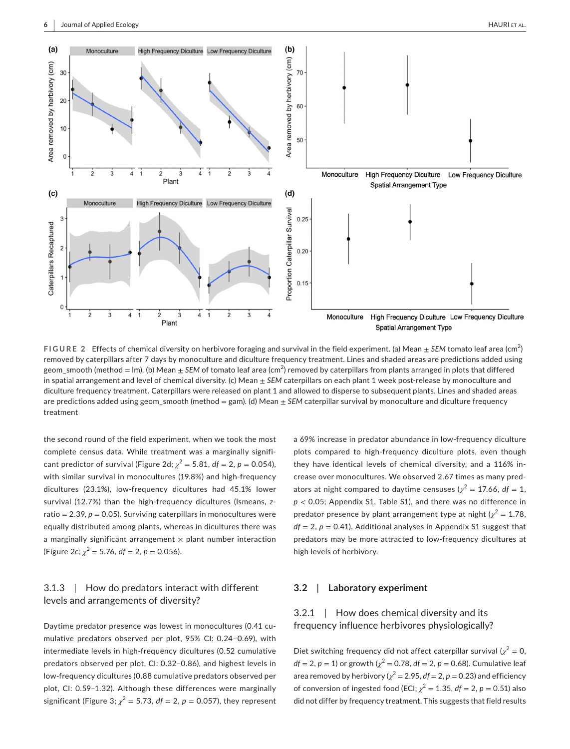FIGURE 2 Effects of chemical diversity on herbivore foraging and survival in the field experiment. (a) Mean ± *SEM* tomato leaf area ($cm^2$) removed by caterpillars after 7 days by monoculture and diculture frequency treatment. Lines and shaded areas are predictions added using geom_smooth (method = lm). (b) Mean ± *SEM* of tomato leaf area ($cm^2$) removed by caterpillars from plants arranged in plots that differed in spatial arrangement and level of chemical diversity. (c) Mean ± *SEM* caterpillars on each plant 1 week post-release by monoculture and diculture frequency treatment. Caterpillars were released on plant 1 and allowed to disperse to subsequent plants. Lines and shaded areas are predictions added using geom_smooth (method = gam). (d) Mean ± *SEM* caterpillar survival by monoculture and diculture frequency treatment

the second round of the field experiment, when we took the most complete census data. While treatment was a marginally significant predictor of survival (Figure 2d; $\chi^2 = 5.81$, $df = 2$, $p = 0.054$), with similar survival in monocultures (19.8%) and high-frequency dicultures (23.1%), low-frequency dicultures had 45.1% lower survival (12.7%) than the high-frequency dicultures (lsmeans, z-ratio = 2.39, $p = 0.05$). Surviving caterpillars in monocultures were equally distributed among plants, whereas in dicultures there was a marginally significant arrangement × plant number interaction (Figure 2c; $\chi^2 = 5.76$, $df = 2$, $p = 0.056$).

### 3.1.3 | How do predators interact with different levels and arrangements of diversity?

Daytime predator presence was lowest in monocultures (0.41 cumulative predators observed per plot, 95% CI: 0.24–0.69), with intermediate levels in high-frequency dicultures (0.52 cumulative predators observed per plot, CI: 0.32–0.86), and highest levels in low-frequency dicultures (0.88 cumulative predators observed per plot, CI: 0.59–1.32). Although these differences were marginally significant (Figure 3; $\chi^2 = 5.73$, $df = 2$, $p = 0.057$), they represent a 69% increase in predator abundance in low-frequency diculture plots compared to high-frequency diculture plots, even though they have identical levels of chemical diversity, and a 116% increase over monocultures. We observed 2.67 times as many predators at night compared to daytime censuses ($\chi^2 = 17.66$, $df = 1$, $p < 0.05$; Appendix S1, Table S1), and there was no difference in predator presence by plant arrangement type at night ($\chi^2 = 1.78$, $df = 2$, $p = 0.41$). Additional analyses in Appendix S1 suggest that predators may be more attracted to low-frequency dicultures at high levels of herbivory.

## 3.2 | Laboratory experiment

### 3.2.1 | How does chemical diversity and its frequency influence herbivores physiologically?

Diet switching frequency did not affect caterpillar survival ($\chi^2 = 0$, $df = 2$, $p = 1$) or growth ($\chi^2 = 0.78$, $df = 2$, $p = 0.68$). Cumulative leaf area removed by herbivory ($\chi^2 = 2.95$, $df = 2$, $p = 0.23$) and efficiency of conversion of ingested food (ECI; $\chi^2 = 1.35$, $df = 2$, $p = 0.51$) also did not differ by frequency treatment. This suggests that field results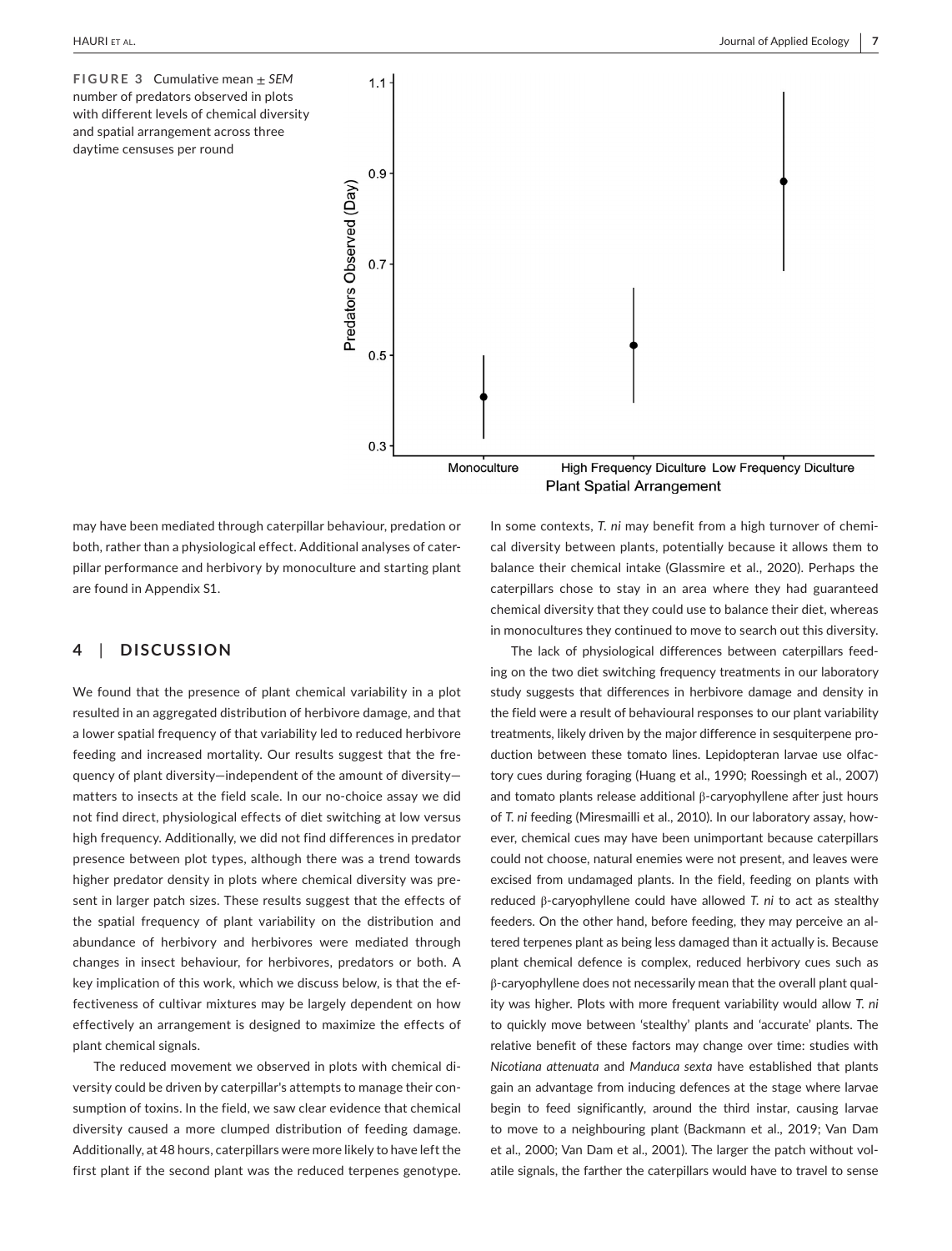**FIGURE 3** Cumulative mean ± *SEM* number of predators observed in plots with different levels of chemical diversity and spatial arrangement across three daytime censuses per round

may have been mediated through caterpillar behaviour, predation or both, rather than a physiological effect. Additional analyses of caterpillar performance and herbivory by monoculture and starting plant are found in Appendix S1.

## 4 | DISCUSSION

We found that the presence of plant chemical variability in a plot resulted in an aggregated distribution of herbivore damage, and that a lower spatial frequency of that variability led to reduced herbivore feeding and increased mortality. Our results suggest that the frequency of plant diversity—independent of the amount of diversity—matters to insects at the field scale. In our no-choice assay we did not find direct, physiological effects of diet switching at low versus high frequency. Additionally, we did not find differences in predator presence between plot types, although there was a trend towards higher predator density in plots where chemical diversity was present in larger patch sizes. These results suggest that the effects of the spatial frequency of plant variability on the distribution and abundance of herbivory and herbivores were mediated through changes in insect behaviour, for herbivores, predators or both. A key implication of this work, which we discuss below, is that the effectiveness of cultivar mixtures may be largely dependent on how effectively an arrangement is designed to maximize the effects of plant chemical signals.

The reduced movement we observed in plots with chemical diversity could be driven by caterpillar's attempts to manage their consumption of toxins. In the field, we saw clear evidence that chemical diversity caused a more clumped distribution of feeding damage. Additionally, at 48 hours, caterpillars were more likely to have left the first plant if the second plant was the reduced terpenes genotype. In some contexts, *T. ni* may benefit from a high turnover of chemical diversity between plants, potentially because it allows them to balance their chemical intake (Glassmire et al., 2020). Perhaps the caterpillars chose to stay in an area where they had guaranteed chemical diversity that they could use to balance their diet, whereas in monocultures they continued to move to search out this diversity.

The lack of physiological differences between caterpillars feeding on the two diet switching frequency treatments in our laboratory study suggests that differences in herbivore damage and density in the field were a result of behavioural responses to our plant variability treatments, likely driven by the major difference in sesquiterpene production between these tomato lines. Lepidopteran larvae use olfactory cues during foraging (Huang et al., 1990; Roessingh et al., 2007) and tomato plants release additional β-caryophyllene after just hours of *T. ni* feeding (Miresmailli et al., 2010). In our laboratory assay, however, chemical cues may have been unimportant because caterpillars could not choose, natural enemies were not present, and leaves were excised from undamaged plants. In the field, feeding on plants with reduced β-caryophyllene could have allowed *T. ni* to act as stealthy feeders. On the other hand, before feeding, they may perceive an altered terpenes plant as being less damaged than it actually is. Because plant chemical defence is complex, reduced herbivory cues such as β-caryophyllene does not necessarily mean that the overall plant quality was higher. Plots with more frequent variability would allow *T. ni* to quickly move between 'stealthy' plants and 'accurate' plants. The relative benefit of these factors may change over time: studies with *Nicotiana attenuata* and *Manduca sexta* have established that plants gain an advantage from inducing defences at the stage where larvae begin to feed significantly, around the third instar, causing larvae to move to a neighbouring plant (Backmann et al., 2019; Van Dam et al., 2000; Van Dam et al., 2001). The larger the patch without volatile signals, the farther the caterpillars would have to travel to sense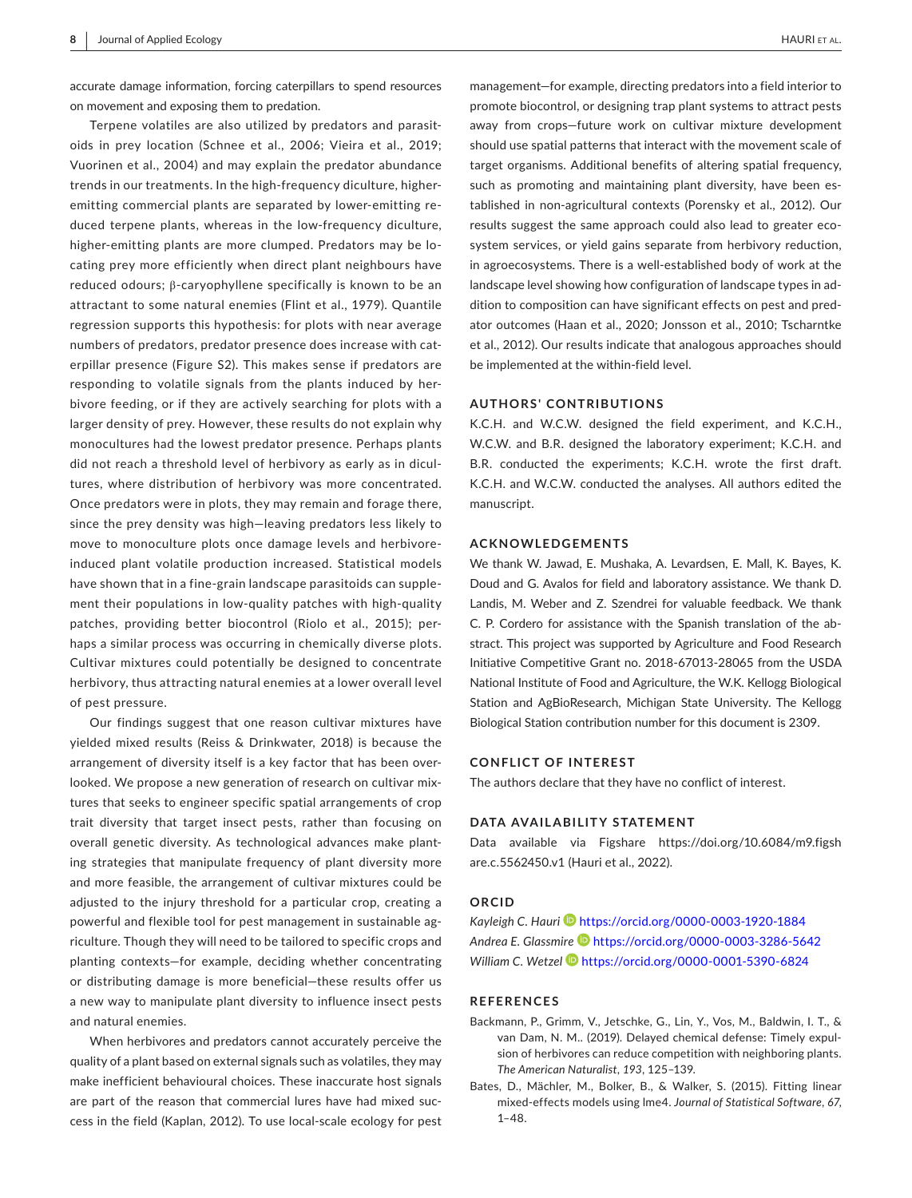accurate damage information, forcing caterpillars to spend resources on movement and exposing them to predation.

Terpene volatiles are also utilized by predators and parasitoids in prey location (Schnee et al., 2006; Vieira et al., 2019; Vuorinen et al., 2004) and may explain the predator abundance trends in our treatments. In the high-frequency diculture, higher-emitting commercial plants are separated by lower-emitting reduced terpene plants, whereas in the low-frequency diculture, higher-emitting plants are more clumped. Predators may be locating prey more efficiently when direct plant neighbours have reduced odours; β-caryophyllene specifically is known to be an attractant to some natural enemies (Flint et al., 1979). Quantile regression supports this hypothesis: for plots with near average numbers of predators, predator presence does increase with caterpillar presence (Figure S2). This makes sense if predators are responding to volatile signals from the plants induced by herbivore feeding, or if they are actively searching for plots with a larger density of prey. However, these results do not explain why monocultures had the lowest predator presence. Perhaps plants did not reach a threshold level of herbivory as early as in dicultures, where distribution of herbivory was more concentrated. Once predators were in plots, they may remain and forage there, since the prey density was high—leaving predators less likely to move to monoculture plots once damage levels and herbivore-induced plant volatile production increased. Statistical models have shown that in a fine-grain landscape parasitoids can supplement their populations in low-quality patches with high-quality patches, providing better biocontrol (Riolo et al., 2015); perhaps a similar process was occurring in chemically diverse plots. Cultivar mixtures could potentially be designed to concentrate herbivory, thus attracting natural enemies at a lower overall level of pest pressure.

Our findings suggest that one reason cultivar mixtures have yielded mixed results (Reiss & Drinkwater, 2018) is because the arrangement of diversity itself is a key factor that has been overlooked. We propose a new generation of research on cultivar mixtures that seeks to engineer specific spatial arrangements of crop trait diversity that target insect pests, rather than focusing on overall genetic diversity. As technological advances make planting strategies that manipulate frequency of plant diversity more and more feasible, the arrangement of cultivar mixtures could be adjusted to the injury threshold for a particular crop, creating a powerful and flexible tool for pest management in sustainable agriculture. Though they will need to be tailored to specific crops and planting contexts—for example, deciding whether concentrating or distributing damage is more beneficial—these results offer us a new way to manipulate plant diversity to influence insect pests and natural enemies.

When herbivores and predators cannot accurately perceive the quality of a plant based on external signals such as volatiles, they may make inefficient behavioural choices. These inaccurate host signals are part of the reason that commercial lures have had mixed success in the field (Kaplan, 2012). To use local-scale ecology for pest management—for example, directing predators into a field interior to promote biocontrol, or designing trap plant systems to attract pests away from crops—future work on cultivar mixture development should use spatial patterns that interact with the movement scale of target organisms. Additional benefits of altering spatial frequency, such as promoting and maintaining plant diversity, have been established in non-agricultural contexts (Porensky et al., 2012). Our results suggest the same approach could also lead to greater ecosystem services, or yield gains separate from herbivory reduction, in agroecosystems. There is a well-established body of work at the landscape level showing how configuration of landscape types in addition to composition can have significant effects on pest and predator outcomes (Haan et al., 2020; Jonsson et al., 2010; Tscharntke et al., 2012). Our results indicate that analogous approaches should be implemented at the within-field level.

## AUTHORS' CONTRIBUTIONS

K.C.H. and W.C.W. designed the field experiment, and K.C.H., W.C.W. and B.R. designed the laboratory experiment; K.C.H. and B.R. conducted the experiments; K.C.H. wrote the first draft. K.C.H. and W.C.W. conducted the analyses. All authors edited the manuscript.

## ACKNOWLEDGEMENTS

We thank W. Jawad, E. Mushaka, A. Levardsen, E. Mall, K. Bayes, K. Doud and G. Avalos for field and laboratory assistance. We thank D. Landis, M. Weber and Z. Szendrei for valuable feedback. We thank C. P. Cordero for assistance with the Spanish translation of the abstract. This project was supported by Agriculture and Food Research Initiative Competitive Grant no. 2018-67013-28065 from the USDA National Institute of Food and Agriculture, the W.K. Kellogg Biological Station and AgBioResearch, Michigan State University. The Kellogg Biological Station contribution number for this document is 2309.

## CONFLICT OF INTEREST

The authors declare that they have no conflict of interest.

## DATA AVAILABILITY STATEMENT

Data available via Figshare https://doi.org/10.6084/m9.figshare.c.5562450.v1 (Hauri et al., 2022).

## ORCID

*Kayleigh C. Hauri* https://orcid.org/0000-0003-1920-1884
*Andrea E. Glassmire* https://orcid.org/0000-0003-3286-5642
*William C. Wetzel* https://orcid.org/0000-0001-5390-6824

## REFERENCES

Backmann, P., Grimm, V., Jetschke, G., Lin, Y., Vos, M., Baldwin, I. T., & van Dam, N. M.. (2019). Delayed chemical defense: Timely expulsion of herbivores can reduce competition with neighboring plants. *The American Naturalist*, *193*, 125–139.

Bates, D., Mächler, M., Bolker, B., & Walker, S. (2015). Fitting linear mixed-effects models using lme4. *Journal of Statistical Software*, *67*, 1–48.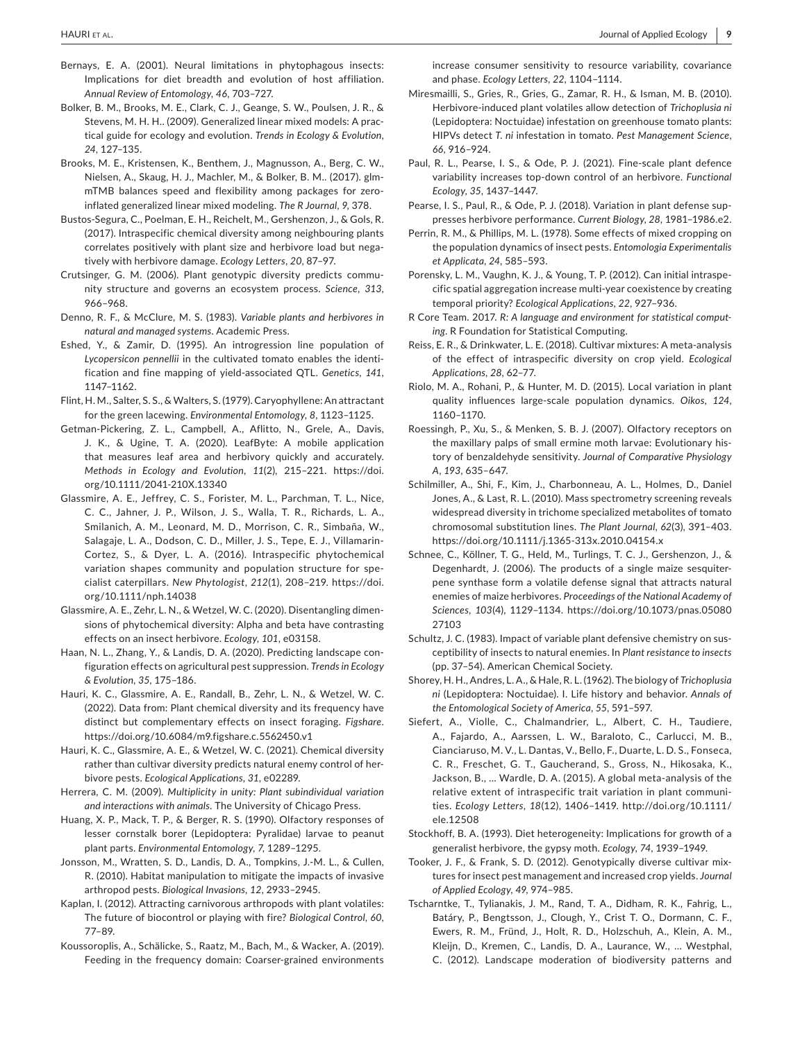Bernays, E. A. (2001). Neural limitations in phytophagous insects: Implications for diet breadth and evolution of host affiliation. *Annual Review of Entomology*, *46*, 703–727.

Bolker, B. M., Brooks, M. E., Clark, C. J., Geange, S. W., Poulsen, J. R., & Stevens, M. H. H.. (2009). Generalized linear mixed models: A practical guide for ecology and evolution. *Trends in Ecology & Evolution*, *24*, 127–135.

Brooks, M. E., Kristensen, K., Benthem, J., Magnusson, A., Berg, C. W., Nielsen, A., Skaug, H. J., Machler, M., & Bolker, B. M.. (2017). glmmTMB balances speed and flexibility among packages for zero-inflated generalized linear mixed modeling. *The R Journal*, *9*, 378.

Bustos-Segura, C., Poelman, E. H., Reichelt, M., Gershenzon, J., & Gols, R. (2017). Intraspecific chemical diversity among neighbouring plants correlates positively with plant size and herbivore load but negatively with herbivore damage. *Ecology Letters*, *20*, 87–97.

Crutsinger, G. M. (2006). Plant genotypic diversity predicts community structure and governs an ecosystem process. *Science*, *313*, 966–968.

Denno, R. F., & McClure, M. S. (1983). *Variable plants and herbivores in natural and managed systems*. Academic Press.

Eshed, Y., & Zamir, D. (1995). An introgression line population of *Lycopersicon pennellii* in the cultivated tomato enables the identification and fine mapping of yield-associated QTL. *Genetics*, *141*, 1147–1162.

Flint, H. M., Salter, S. S., & Walters, S. (1979). Caryophyllene: An attractant for the green lacewing. *Environmental Entomology*, *8*, 1123–1125.

Getman-Pickering, Z. L., Campbell, A., Aflitto, N., Grele, A., Davis, J. K., & Ugine, T. A. (2020). LeafByte: A mobile application that measures leaf area and herbivory quickly and accurately. *Methods in Ecology and Evolution*, *11*(2), 215–221. https://doi.org/10.1111/2041-210X.13340

Glassmire, A. E., Jeffrey, C. S., Forister, M. L., Parchman, T. L., Nice, C. C., Jahner, J. P., Wilson, J. S., Walla, T. R., Richards, L. A., Smilanich, A. M., Leonard, M. D., Morrison, C. R., Simbaña, W., Salagaje, L. A., Dodson, C. D., Miller, J. S., Tepe, E. J., Villamarin-Cortez, S., & Dyer, L. A. (2016). Intraspecific phytochemical variation shapes community and population structure for specialist caterpillars. *New Phytologist*, *212*(1), 208–219. https://doi.org/10.1111/nph.14038

Glassmire, A. E., Zehr, L. N., & Wetzel, W. C. (2020). Disentangling dimensions of phytochemical diversity: Alpha and beta have contrasting effects on an insect herbivore. *Ecology*, *101*, e03158.

Haan, N. L., Zhang, Y., & Landis, D. A. (2020). Predicting landscape configuration effects on agricultural pest suppression. *Trends in Ecology & Evolution*, *35*, 175–186.

Hauri, K. C., Glassmire, A. E., Randall, B., Zehr, L. N., & Wetzel, W. C. (2022). Data from: Plant chemical diversity and its frequency have distinct but complementary effects on insect foraging. *Figshare*. https://doi.org/10.6084/m9.figshare.c.5562450.v1

Hauri, K. C., Glassmire, A. E., & Wetzel, W. C. (2021). Chemical diversity rather than cultivar diversity predicts natural enemy control of herbivore pests. *Ecological Applications*, *31*, e02289.

Herrera, C. M. (2009). *Multiplicity in unity: Plant subindividual variation and interactions with animals*. The University of Chicago Press.

Huang, X. P., Mack, T. P., & Berger, R. S. (1990). Olfactory responses of lesser cornstalk borer (Lepidoptera: Pyralidae) larvae to peanut plant parts. *Environmental Entomology*, *7*, 1289–1295.

Jonsson, M., Wratten, S. D., Landis, D. A., Tompkins, J.-M. L., & Cullen, R. (2010). Habitat manipulation to mitigate the impacts of invasive arthropod pests. *Biological Invasions*, *12*, 2933–2945.

Kaplan, I. (2012). Attracting carnivorous arthropods with plant volatiles: The future of biocontrol or playing with fire? *Biological Control*, *60*, 77–89.

Koussoroplis, A., Schälicke, S., Raatz, M., Bach, M., & Wacker, A. (2019). Feeding in the frequency domain: Coarser-grained environments increase consumer sensitivity to resource variability, covariance and phase. *Ecology Letters*, *22*, 1104–1114.

Miresmailli, S., Gries, R., Gries, G., Zamar, R. H., & Isman, M. B. (2010). Herbivore-induced plant volatiles allow detection of *Trichoplusia ni* (Lepidoptera: Noctuidae) infestation on greenhouse tomato plants: HIPVs detect *T. ni* infestation in tomato. *Pest Management Science*, *66*, 916–924.

Paul, R. L., Pearse, I. S., & Ode, P. J. (2021). Fine-scale plant defence variability increases top-down control of an herbivore. *Functional Ecology*, *35*, 1437–1447.

Pearse, I. S., Paul, R., & Ode, P. J. (2018). Variation in plant defense suppresses herbivore performance. *Current Biology*, *28*, 1981–1986.e2.

Perrin, R. M., & Phillips, M. L. (1978). Some effects of mixed cropping on the population dynamics of insect pests. *Entomologia Experimentalis et Applicata*, *24*, 585–593.

Porensky, L. M., Vaughn, K. J., & Young, T. P. (2012). Can initial intraspecific spatial aggregation increase multi-year coexistence by creating temporal priority? *Ecological Applications*, *22*, 927–936.

R Core Team. 2017. *R: A language and environment for statistical computing*. R Foundation for Statistical Computing.

Reiss, E. R., & Drinkwater, L. E. (2018). Cultivar mixtures: A meta-analysis of the effect of intraspecific diversity on crop yield. *Ecological Applications*, *28*, 62–77.

Riolo, M. A., Rohani, P., & Hunter, M. D. (2015). Local variation in plant quality influences large-scale population dynamics. *Oikos*, *124*, 1160–1170.

Roessingh, P., Xu, S., & Menken, S. B. J. (2007). Olfactory receptors on the maxillary palps of small ermine moth larvae: Evolutionary history of benzaldehyde sensitivity. *Journal of Comparative Physiology A*, *193*, 635–647.

Schilmiller, A., Shi, F., Kim, J., Charbonneau, A. L., Holmes, D., Daniel Jones, A., & Last, R. L. (2010). Mass spectrometry screening reveals widespread diversity in trichome specialized metabolites of tomato chromosomal substitution lines. *The Plant Journal*, *62*(3), 391–403. https://doi.org/10.1111/j.1365-313x.2010.04154.x

Schnee, C., Köllner, T. G., Held, M., Turlings, T. C. J., Gershenzon, J., & Degenhardt, J. (2006). The products of a single maize sesquiterpene synthase form a volatile defense signal that attracts natural enemies of maize herbivores. *Proceedings of the National Academy of Sciences*, *103*(4), 1129–1134. https://doi.org/10.1073/pnas.0508027103

Schultz, J. C. (1983). Impact of variable plant defensive chemistry on susceptibility of insects to natural enemies. In *Plant resistance to insects* (pp. 37–54). American Chemical Society.

Shorey, H. H., Andres, L. A., & Hale, R. L. (1962). The biology of *Trichoplusia ni* (Lepidoptera: Noctuidae). I. Life history and behavior. *Annals of the Entomological Society of America*, *55*, 591–597.

Siefert, A., Violle, C., Chalmandrier, L., Albert, C. H., Taudiere, A., Fajardo, A., Aarssen, L. W., Baraloto, C., Carlucci, M. B., Cianciaruso, M. V., L. Dantas, V., Bello, F., Duarte, L. D. S., Fonseca, C. R., Freschet, G. T., Gaucherand, S., Gross, N., Hikosaka, K., Jackson, B., … Wardle, D. A. (2015). A global meta-analysis of the relative extent of intraspecific trait variation in plant communities. *Ecology Letters*, *18*(12), 1406–1419. http://doi.org/10.1111/ele.12508

Stockhoff, B. A. (1993). Diet heterogeneity: Implications for growth of a generalist herbivore, the gypsy moth. *Ecology*, *74*, 1939–1949.

Tooker, J. F., & Frank, S. D. (2012). Genotypically diverse cultivar mixtures for insect pest management and increased crop yields. *Journal of Applied Ecology*, *49*, 974–985.

Tscharntke, T., Tylianakis, J. M., Rand, T. A., Didham, R. K., Fahrig, L., Batáry, P., Bengtsson, J., Clough, Y., Crist T. O., Dormann, C. F., Ewers, R. M., Fründ, J., Holt, R. D., Holzschuh, A., Klein, A. M., Kleijn, D., Kremen, C., Landis, D. A., Laurance, W., … Westphal, C. (2012). Landscape moderation of biodiversity patterns and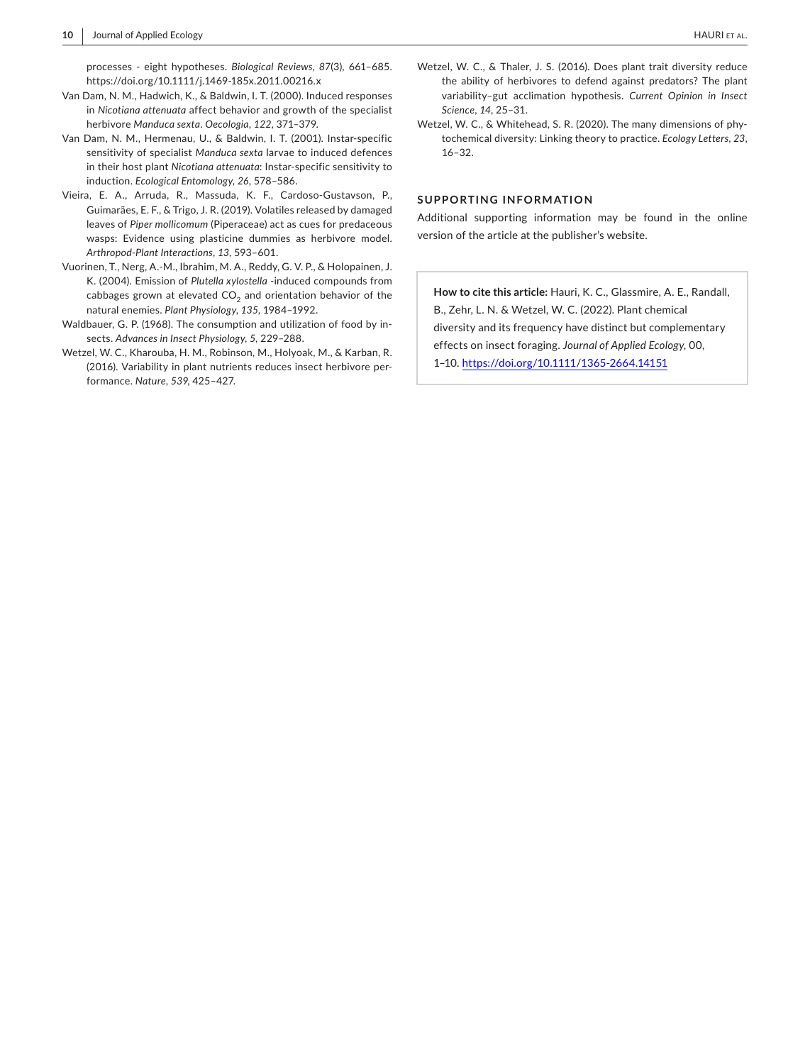processes - eight hypotheses. *Biological Reviews*, *87*(3), 661–685. https://doi.org/10.1111/j.1469-185x.2011.00216.x

Van Dam, N. M., Hadwich, K., & Baldwin, I. T. (2000). Induced responses in *Nicotiana attenuata* affect behavior and growth of the specialist herbivore *Manduca sexta*. *Oecologia*, *122*, 371–379.

Van Dam, N. M., Hermenau, U., & Baldwin, I. T. (2001). Instar-specific sensitivity of specialist *Manduca sexta* larvae to induced defences in their host plant *Nicotiana attenuata*: Instar-specific sensitivity to induction. *Ecological Entomology*, *26*, 578–586.

Vieira, E. A., Arruda, R., Massuda, K. F., Cardoso-Gustavson, P., Guimarães, E. F., & Trigo, J. R. (2019). Volatiles released by damaged leaves of *Piper mollicomum* (Piperaceae) act as cues for predaceous wasps: Evidence using plasticine dummies as herbivore model. *Arthropod-Plant Interactions*, *13*, 593–601.

Vuorinen, T., Nerg, A.-M., Ibrahim, M. A., Reddy, G. V. P., & Holopainen, J. K. (2004). Emission of *Plutella xylostella* -induced compounds from cabbages grown at elevated $CO_2$ and orientation behavior of the natural enemies. *Plant Physiology*, *135*, 1984–1992.

Waldbauer, G. P. (1968). The consumption and utilization of food by insects. *Advances in Insect Physiology*, *5*, 229–288.

Wetzel, W. C., Kharouba, H. M., Robinson, M., Holyoak, M., & Karban, R. (2016). Variability in plant nutrients reduces insect herbivore performance. *Nature*, *539*, 425–427.

Wetzel, W. C., & Thaler, J. S. (2016). Does plant trait diversity reduce the ability of herbivores to defend against predators? The plant variability–gut acclimation hypothesis. *Current Opinion in Insect Science*, *14*, 25–31.

Wetzel, W. C., & Whitehead, S. R. (2020). The many dimensions of phytochemical diversity: Linking theory to practice. *Ecology Letters*, *23*, 16–32.

## SUPPORTING INFORMATION

Additional supporting information may be found in the online version of the article at the publisher's website.

**How to cite this article:** Hauri, K. C., Glassmire, A. E., Randall, B., Zehr, L. N. & Wetzel, W. C. (2022). Plant chemical diversity and its frequency have distinct but complementary effects on insect foraging. *Journal of Applied Ecology*, 00, 1–10. https://doi.org/10.1111/1365-2664.14151